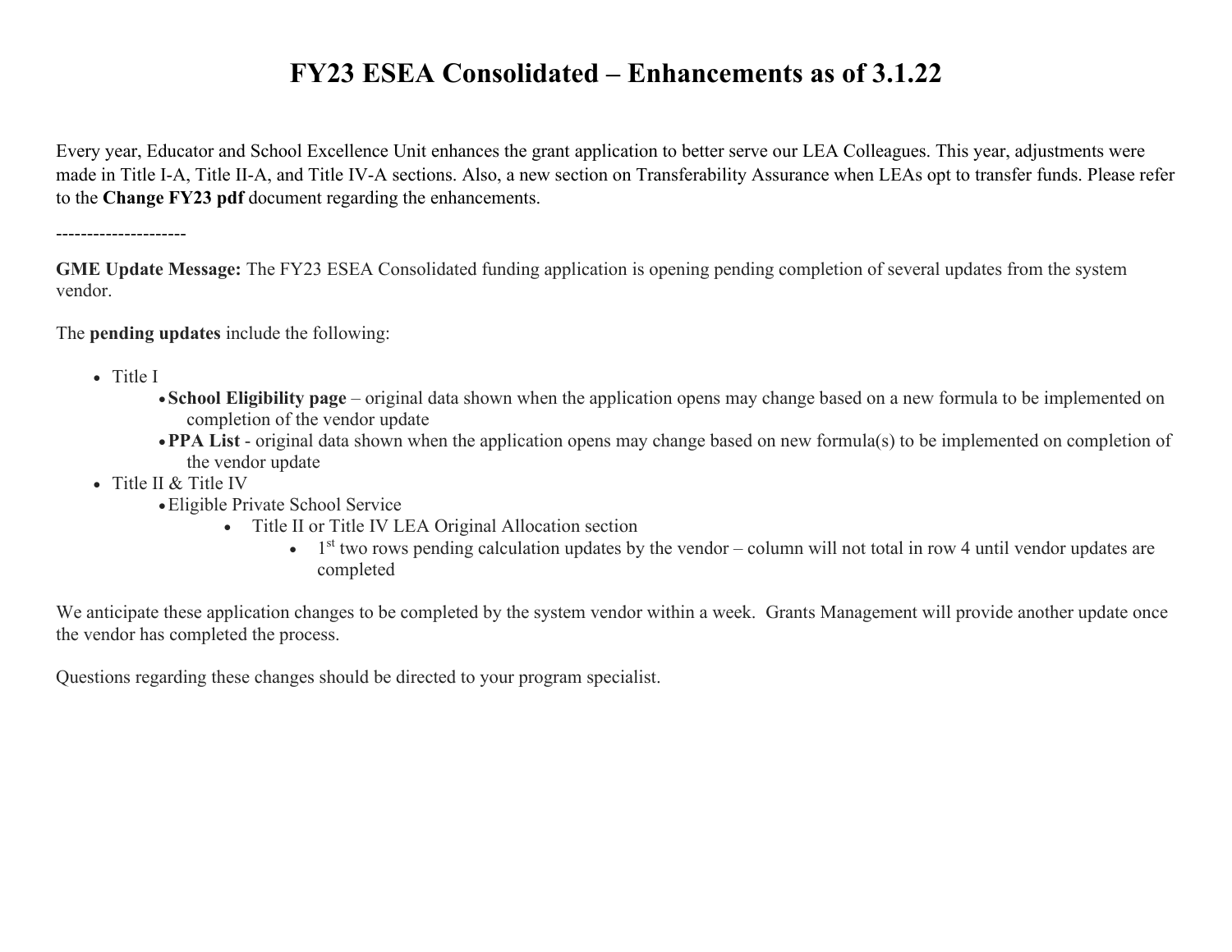# FY23 ESEA Consolidated – Enhancements as of 3.1.22

Every year, Educator and School Excellence Unit enhances the grant application to better serve our LEA Colleagues. This year, adjustments were made in Title I-A, Title II-A, and Title IV-A sections. Also, a new section on Transferability Assurance when LEAs opt to transfer funds. Please refer to the **Change FY23 pdf** document regarding the enhancements.

---------------------

**GME Update Message:** The FY23 ESEA Consolidated funding application is opening pending completion of several updates from the system vendor.

The **pending updates** include the following:

- Title I
  - **School Eligibility page** – original data shown when the application opens may change based on a new formula to be implemented on completion of the vendor update
  - **PPA List** - original data shown when the application opens may change based on new formula(s) to be implemented on completion of the vendor update
- Title II & Title IV
  - Eligible Private School Service
    - Title II or Title IV LEA Original Allocation section
      - 1st two rows pending calculation updates by the vendor – column will not total in row 4 until vendor updates are completed

We anticipate these application changes to be completed by the system vendor within a week. Grants Management will provide another update once the vendor has completed the process.

Questions regarding these changes should be directed to your program specialist.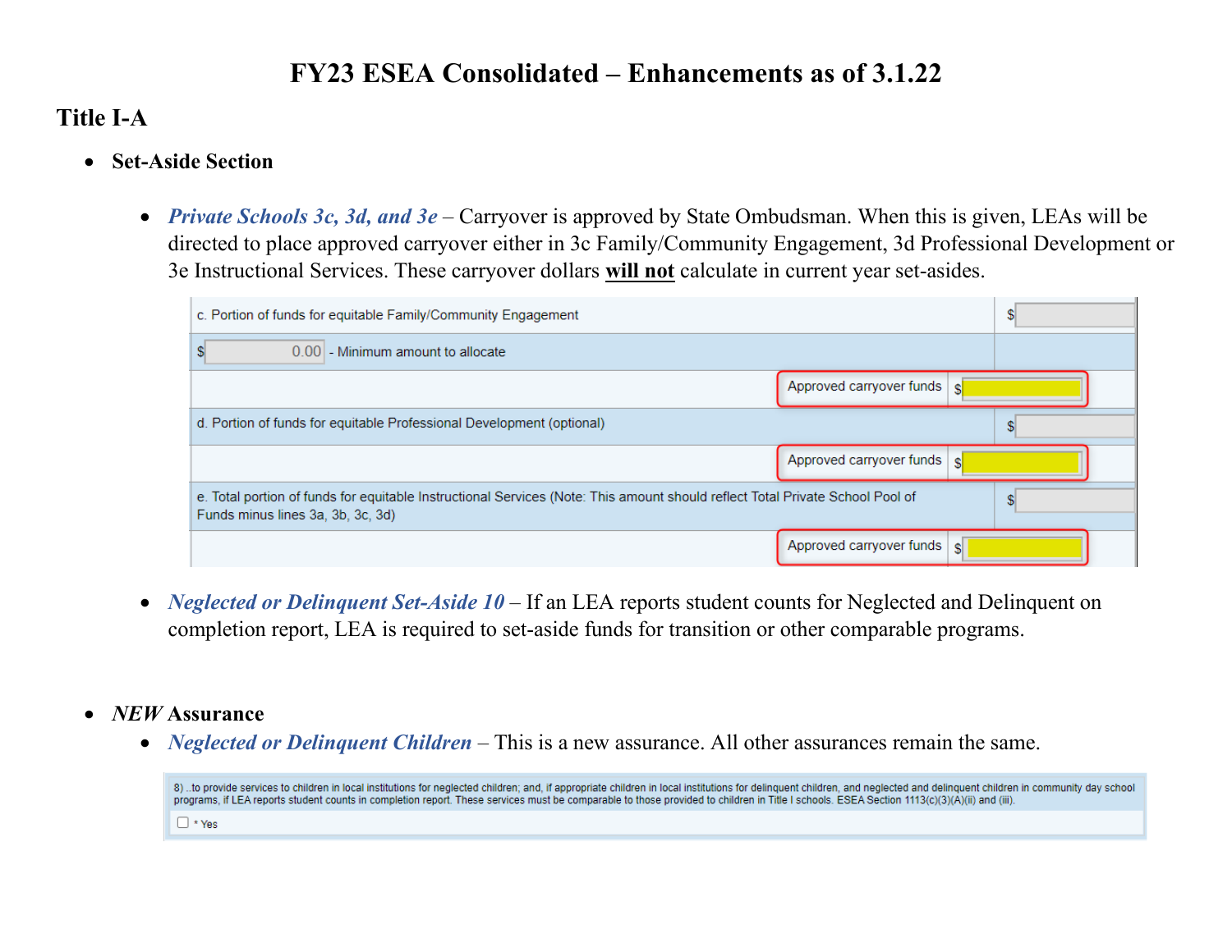# FY23 ESEA Consolidated – Enhancements as of 3.1.22

## Title I-A

- **Set-Aside Section**

  - ***Private Schools 3c, 3d, and 3e*** – Carryover is approved by State Ombudsman. When this is given, LEAs will be directed to place approved carryover either in 3c Family/Community Engagement, 3d Professional Development or 3e Instructional Services. These carryover dollars **will not** calculate in current year set-asides.

| | |
|---|---|
| c. Portion of funds for equitable Family/Community Engagement | $ |
| $ 0.00 - Minimum amount to allocate | |
| Approved carryover funds | $ |
| d. Portion of funds for equitable Professional Development (optional) | $ |
| Approved carryover funds | $ |
| e. Total portion of funds for equitable Instructional Services (Note: This amount should reflect Total Private School Pool of Funds minus lines 3a, 3b, 3c, 3d) | $ |
| Approved carryover funds | $ |

  - ***Neglected or Delinquent Set-Aside 10*** – If an LEA reports student counts for Neglected and Delinquent on completion report, LEA is required to set-aside funds for transition or other comparable programs.

- ***NEW*** **Assurance**
  - ***Neglected or Delinquent Children*** – This is a new assurance. All other assurances remain the same.

8) ..to provide services to children in local institutions for neglected children; and, if appropriate children in local institutions for delinquent children, and neglected and delinquent children in community day school programs, if LEA reports student counts in completion report. These services must be comparable to those provided to children in Title I schools. ESEA Section 1113(c)(3)(A)(ii) and (iii).

☐ * Yes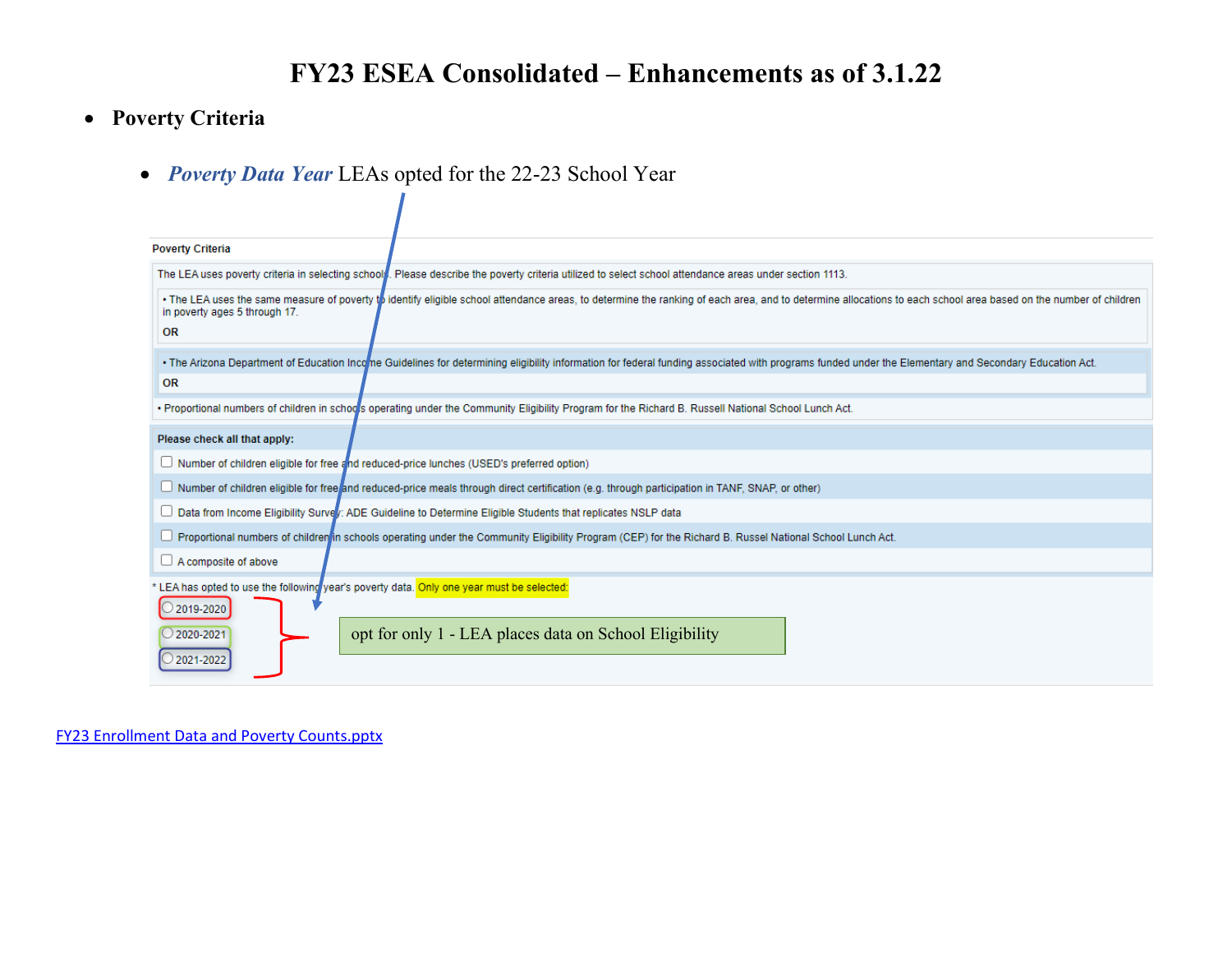# FY23 ESEA Consolidated – Enhancements as of 3.1.22

- **Poverty Criteria**
  - ***Poverty Data Year*** LEAs opted for the 22-23 School Year

**Poverty Criteria**

The LEA uses poverty criteria in selecting schools. Please describe the poverty criteria utilized to select school attendance areas under section 1113.

• The LEA uses the same measure of poverty to identify eligible school attendance areas, to determine the ranking of each area, and to determine allocations to each school area based on the number of children in poverty ages 5 through 17.

**OR**

• The Arizona Department of Education Income Guidelines for determining eligibility information for federal funding associated with programs funded under the Elementary and Secondary Education Act.

**OR**

• Proportional numbers of children in schools operating under the Community Eligibility Program for the Richard B. Russell National School Lunch Act.

**Please check all that apply:**

- [ ] Number of children eligible for free and reduced-price lunches (USED's preferred option)
- [ ] Number of children eligible for free and reduced-price meals through direct certification (e.g. through participation in TANF, SNAP, or other)
- [ ] Data from Income Eligibility Survey: ADE Guideline to Determine Eligible Students that replicates NSLP data
- [ ] Proportional numbers of children in schools operating under the Community Eligibility Program (CEP) for the Richard B. Russel National School Lunch Act.
- [ ] A composite of above

* LEA has opted to use the following year's poverty data. Only one year must be selected:

- ○ 2019-2020
- ○ 2020-2021
- ○ 2021-2022

opt for only 1 - LEA places data on School Eligibility

[FY23 Enrollment Data and Poverty Counts.pptx]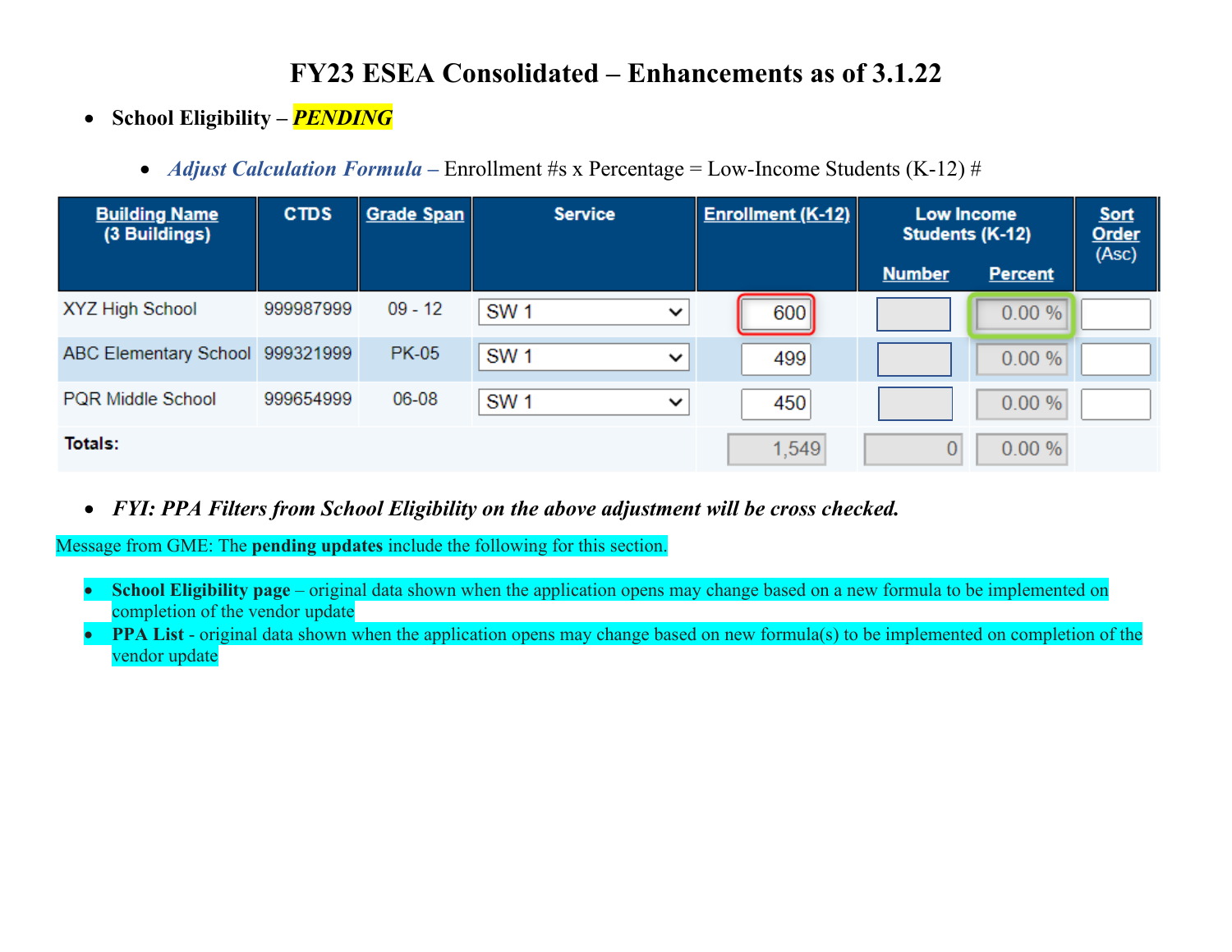# FY23 ESEA Consolidated – Enhancements as of 3.1.22

- **School Eligibility –** ***PENDING***
  - ***Adjust Calculation Formula –*** Enrollment #s x Percentage = Low-Income Students (K-12) #

| Building Name (3 Buildings) | CTDS | Grade Span | Service | Enrollment (K-12) | Low Income Students (K-12) | | Sort Order (Asc) |
|---|---|---|---|---|---|---|---|
| | | | | | Number | Percent | |
| XYZ High School | 999987999 | 09 - 12 | SW 1 | 600 | | 0.00 % | |
| ABC Elementary School | 999321999 | PK-05 | SW 1 | 499 | | 0.00 % | |
| PQR Middle School | 999654999 | 06-08 | SW 1 | 450 | | 0.00 % | |
| **Totals:** | | | | 1,549 | 0 | 0.00 % | |

- ***FYI: PPA Filters from School Eligibility on the above adjustment will be cross checked.***

Message from GME: The **pending updates** include the following for this section.

- **School Eligibility page** – original data shown when the application opens may change based on a new formula to be implemented on completion of the vendor update
- **PPA List** - original data shown when the application opens may change based on new formula(s) to be implemented on completion of the vendor update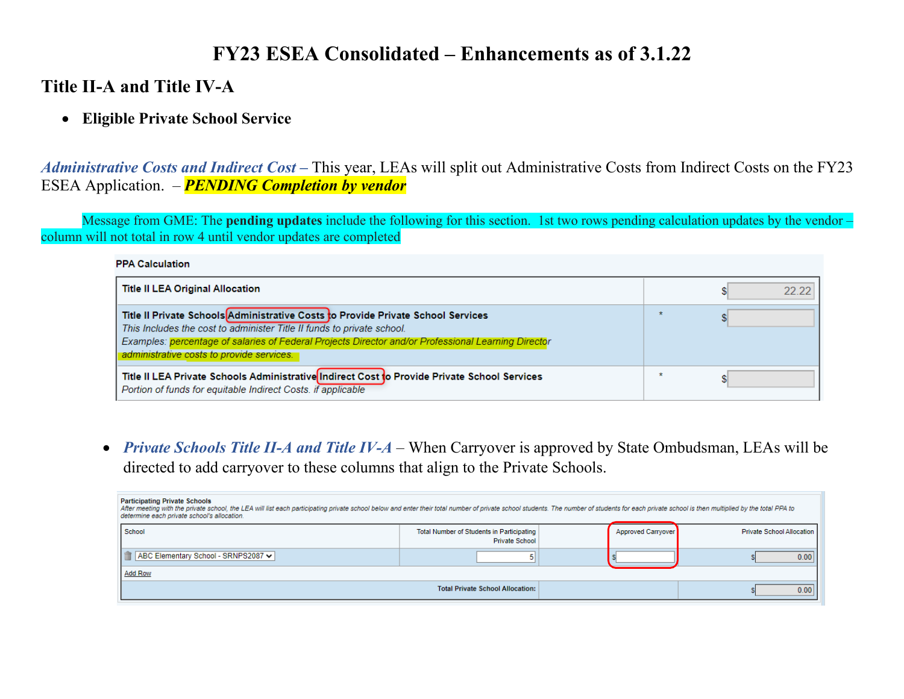# FY23 ESEA Consolidated – Enhancements as of 3.1.22

## Title II-A and Title IV-A

- **Eligible Private School Service**

***Administrative Costs and Indirect Cost*** – This year, LEAs will split out Administrative Costs from Indirect Costs on the FY23 ESEA Application. – ***PENDING Completion by vendor***

Message from GME: The **pending updates** include the following for this section. 1st two rows pending calculation updates by the vendor – column will not total in row 4 until vendor updates are completed

**PPA Calculation**

| | | |
|---|---|---|
| **Title II LEA Original Allocation** | | $ 22.22 |
| **Title II Private Schools Administrative Costs to Provide Private School Services**<br>*This Includes the cost to administer Title II funds to private school.*<br>*Examples: percentage of salaries of Federal Projects Director and/or Professional Learning Director administrative costs to provide services.* | * | $ |
| **Title II LEA Private Schools Administrative Indirect Cost to Provide Private School Services**<br>*Portion of funds for equitable Indirect Costs. if applicable* | * | $ |

- ***Private Schools Title II-A and Title IV-A*** – When Carryover is approved by State Ombudsman, LEAs will be directed to add carryover to these columns that align to the Private Schools.

**Participating Private Schools**
*After meeting with the private school, the LEA will list each participating private school below and enter their total number of private school students. The number of students for each private school is then multiplied by the total PPA to determine each private school's allocation.*

| School | Total Number of Students in Participating Private School | Approved Carryover | Private School Allocation |
|---|---|---|---|
| ABC Elementary School - SRNPS2087 | 5 | $ | $ 0.00 |
| Add Row | | | |
| | Total Private School Allocation: | | $ 0.00 |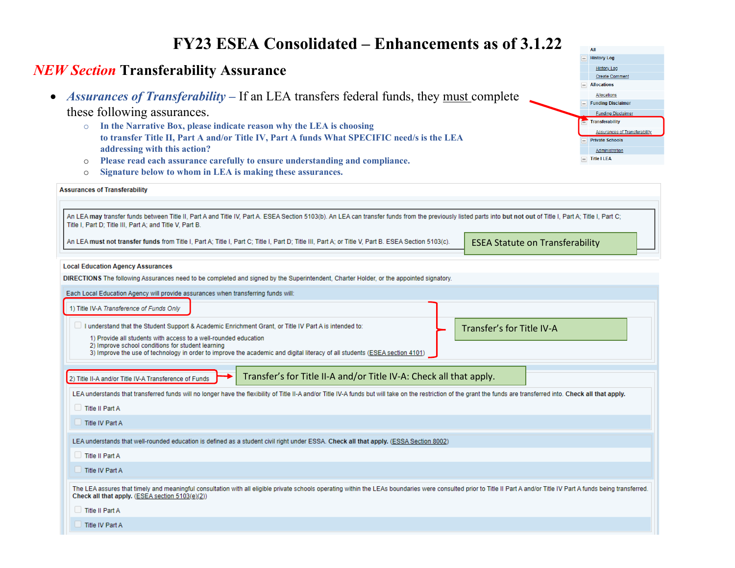# FY23 ESEA Consolidated – Enhancements as of 3.1.22

## *NEW Section* Transferability Assurance

- ***Assurances of Transferability*** – If an LEA transfers federal funds, they must complete these following assurances.
  - **In the Narrative Box, please indicate reason why the LEA is choosing to transfer Title II, Part A and/or Title IV, Part A funds What SPECIFIC need/s is the LEA addressing with this action?**
  - **Please read each assurance carefully to ensure understanding and compliance.**
  - **Signature below to whom in LEA is making these assurances.**

All
History Log
History Log
Create Comment
Allocations
Allocations
Funding Disclaimer
Funding Disclaimer
Transferability
Assurances of Transferability
Private Schools
Administration
Title I LEA

**Assurances of Transferability**

An LEA **may** transfer funds between Title II, Part A and Title IV, Part A. ESEA Section 5103(b). An LEA can transfer funds from the previously listed parts into **but not out** of Title I, Part A; Title I, Part C; Title I, Part D; Title III, Part A; and Title V, Part B.

An LEA **must not transfer funds** from Title I, Part A; Title I, Part C; Title I, Part D; Title III, Part A; or Title V, Part B. ESEA Section 5103(c).

ESEA Statute on Transferability

**Local Education Agency Assurances**

**DIRECTIONS** The following Assurances need to be completed and signed by the Superintendent, Charter Holder, or the appointed signatory.

Each Local Education Agency will provide assurances when transferring funds will:

1) Title IV-A *Transference of Funds Only*

☐ I understand that the Student Support & Academic Enrichment Grant, or Title IV Part A is intended to:

1) Provide all students with access to a well-rounded education
2) Improve school conditions for student learning
3) Improve the use of technology in order to improve the academic and digital literacy of all students (ESEA section 4101)

Transfer's for Title IV-A

2) Title II-A and/or Title IV-A Transference of Funds

Transfer's for Title II-A and/or Title IV-A: Check all that apply.

LEA understands that transferred funds will no longer have the flexibility of Title II-A and/or Title IV-A funds but will take on the restriction of the grant the funds are transferred into. **Check all that apply.**

☐ Title II Part A

☐ Title IV Part A

LEA understands that well-rounded education is defined as a student civil right under ESSA. **Check all that apply.** (ESSA Section 8002)

☐ Title II Part A

☐ Title IV Part A

The LEA assures that timely and meaningful consultation with all eligible private schools operating within the LEAs boundaries were consulted prior to Title II Part A and/or Title IV Part A funds being transferred. **Check all that apply.** (ESEA section 5103(e)(2))

☐ Title II Part A

☐ Title IV Part A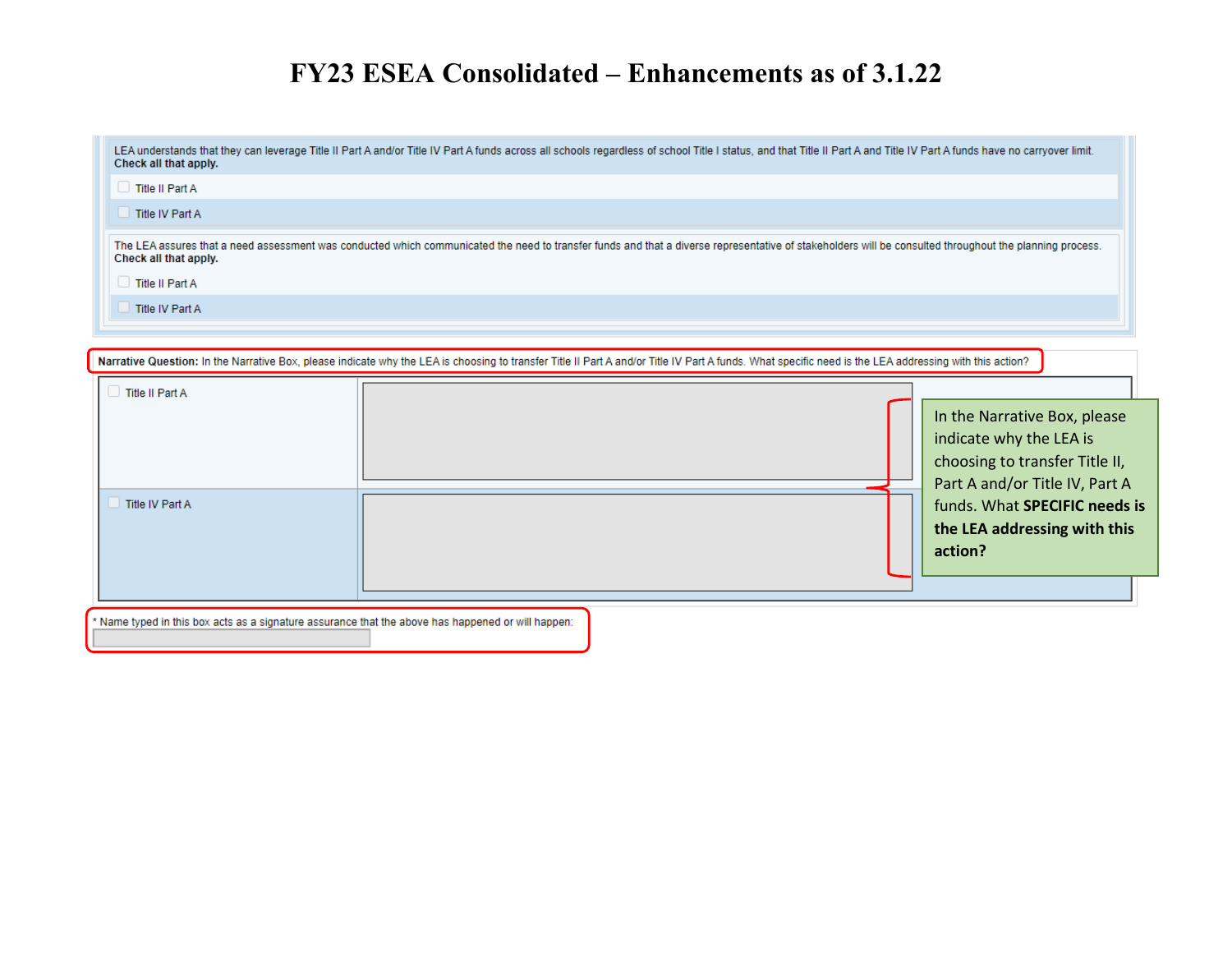# FY23 ESEA Consolidated – Enhancements as of 3.1.22

LEA understands that they can leverage Title II Part A and/or Title IV Part A funds across all schools regardless of school Title I status, and that Title II Part A and Title IV Part A funds have no carryover limit. **Check all that apply.**

- ☐ Title II Part A
- ☐ Title IV Part A

The LEA assures that a need assessment was conducted which communicated the need to transfer funds and that a diverse representative of stakeholders will be consulted throughout the planning process. **Check all that apply.**

- ☐ Title II Part A
- ☐ Title IV Part A

**Narrative Question:** In the Narrative Box, please indicate why the LEA is choosing to transfer Title II Part A and/or Title IV Part A funds. What specific need is the LEA addressing with this action?

| | |
|---|---|
| ☐ Title II Part A | |
| ☐ Title IV Part A | |

In the Narrative Box, please indicate why the LEA is choosing to transfer Title II, Part A and/or Title IV, Part A funds. What **SPECIFIC needs is the LEA addressing with this action?**

\* Name typed in this box acts as a signature assurance that the above has happened or will happen: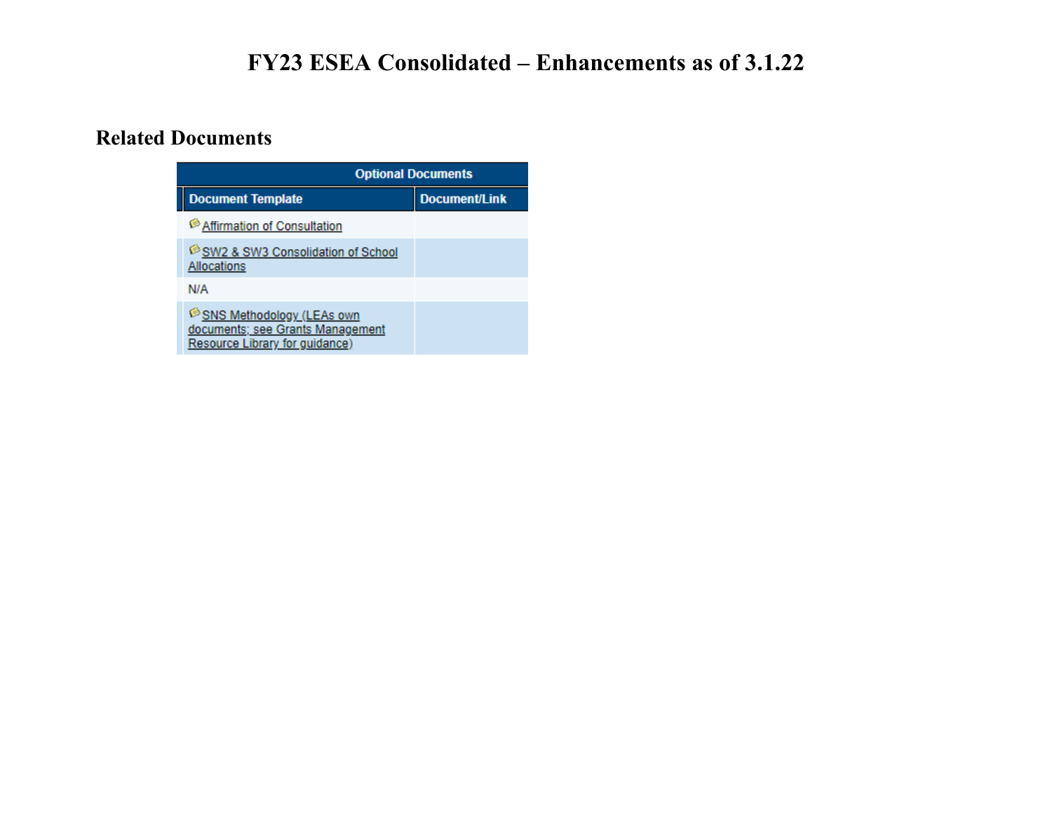# FY23 ESEA Consolidated – Enhancements as of 3.1.22

## Related Documents

| Optional Documents | |
|---|---|
| **Document Template** | **Document/Link** |
| Affirmation of Consultation | |
| SW2 & SW3 Consolidation of School Allocations | |
| N/A | |
| SNS Methodology (LEAs own documents; see Grants Management Resource Library for guidance) | |